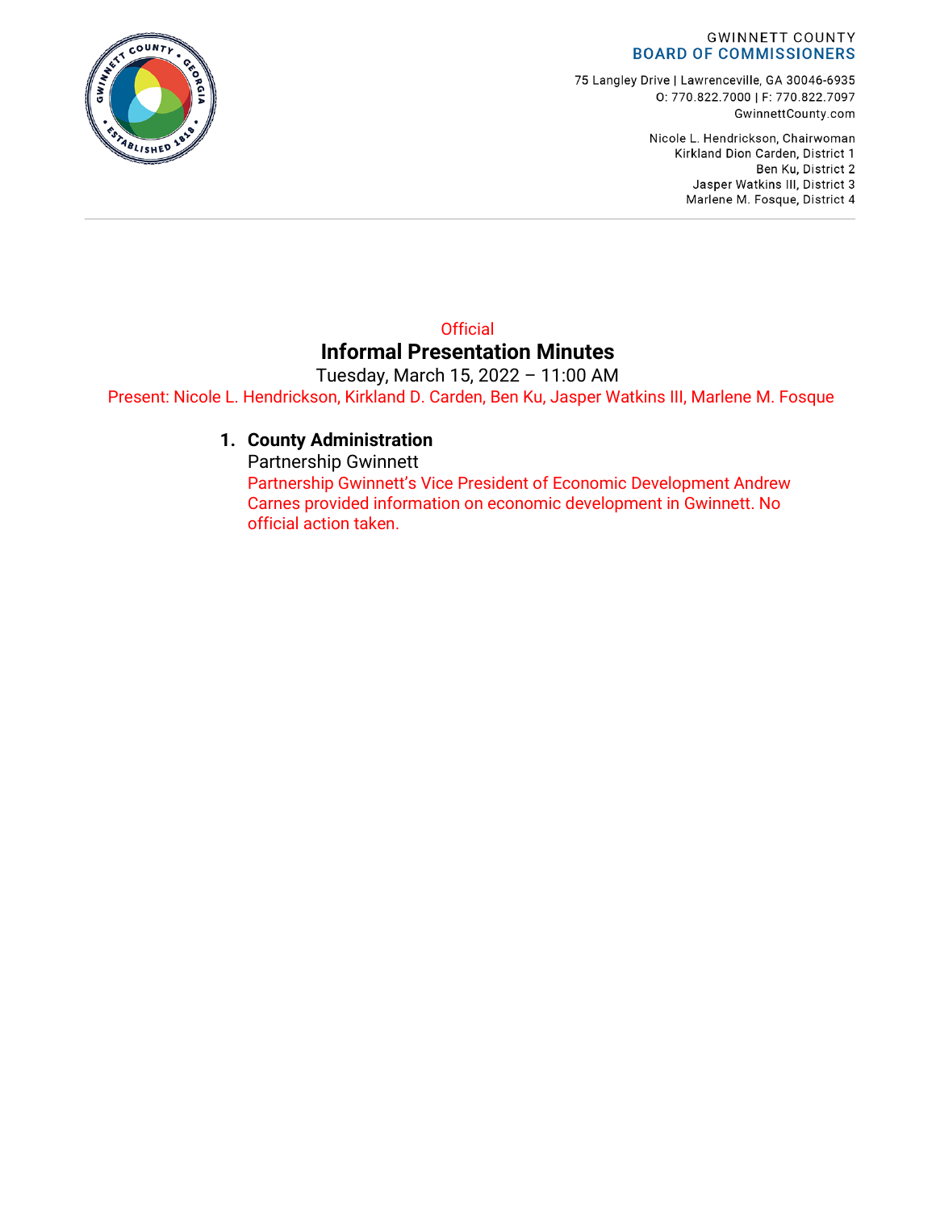GWINNETT COUNTY
**BOARD OF COMMISSIONERS**

75 Langley Drive | Lawrenceville, GA 30046-6935
O: 770.822.7000 | F: 770.822.7097
GwinnettCounty.com

Nicole L. Hendrickson, Chairwoman
Kirkland Dion Carden, District 1
Ben Ku, District 2
Jasper Watkins III, District 3
Marlene M. Fosque, District 4

Official

# Informal Presentation Minutes

Tuesday, March 15, 2022 – 11:00 AM

Present: Nicole L. Hendrickson, Kirkland D. Carden, Ben Ku, Jasper Watkins III, Marlene M. Fosque

1. **County Administration**
   Partnership Gwinnett
   Partnership Gwinnett's Vice President of Economic Development Andrew Carnes provided information on economic development in Gwinnett. No official action taken.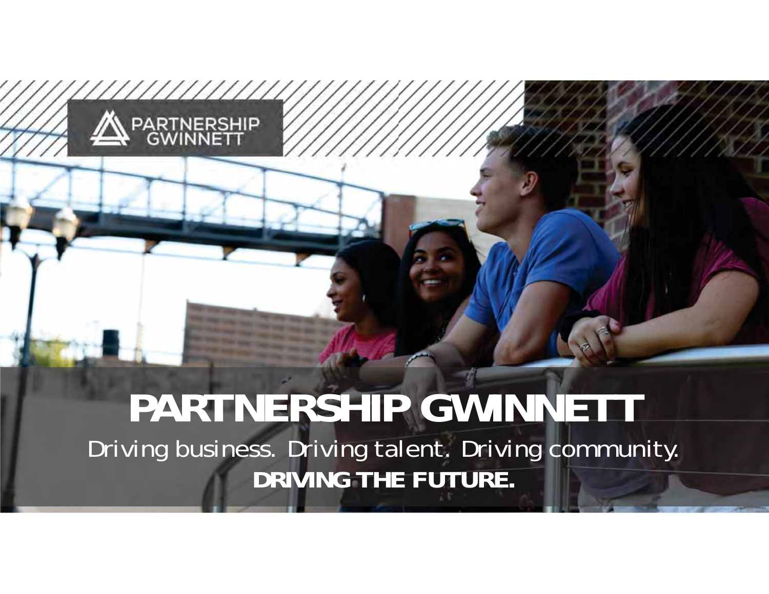PARTNERSHIP GWINNETT

# PARTNERSHIP GWINNETT

Driving business. Driving talent. Driving community.

**DRIVING THE FUTURE.**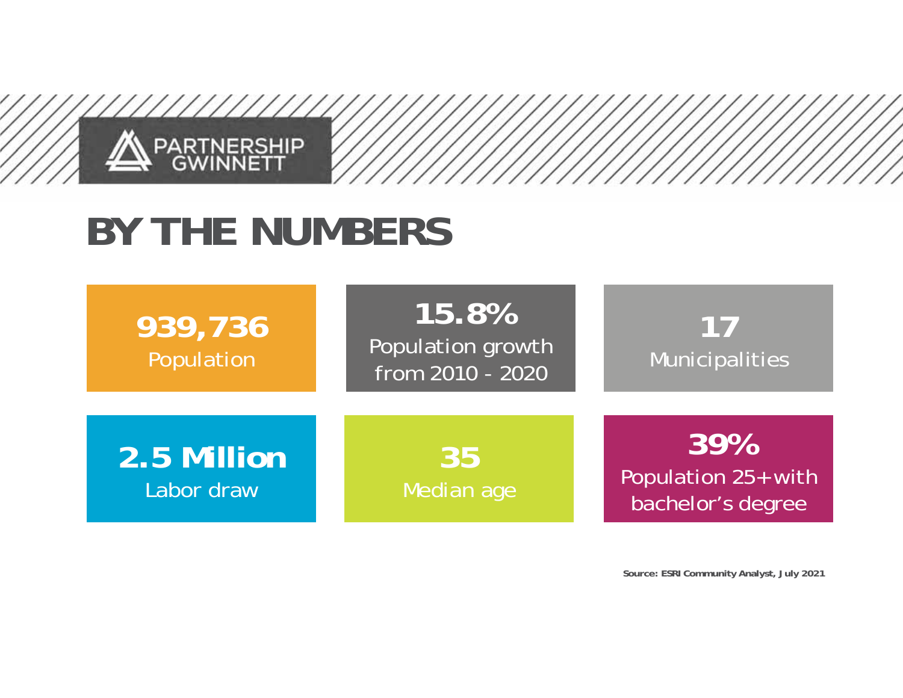PARTNERSHIP GWINNETT

# BY THE NUMBERS

**939,736**
Population

**15.8%**
Population growth from 2010 - 2020

**17**
Municipalities

**2.5 Million**
Labor draw

**35**
Median age

**39%**
Population 25+ with bachelor's degree

**Source: ESRI Community Analyst, July 2021**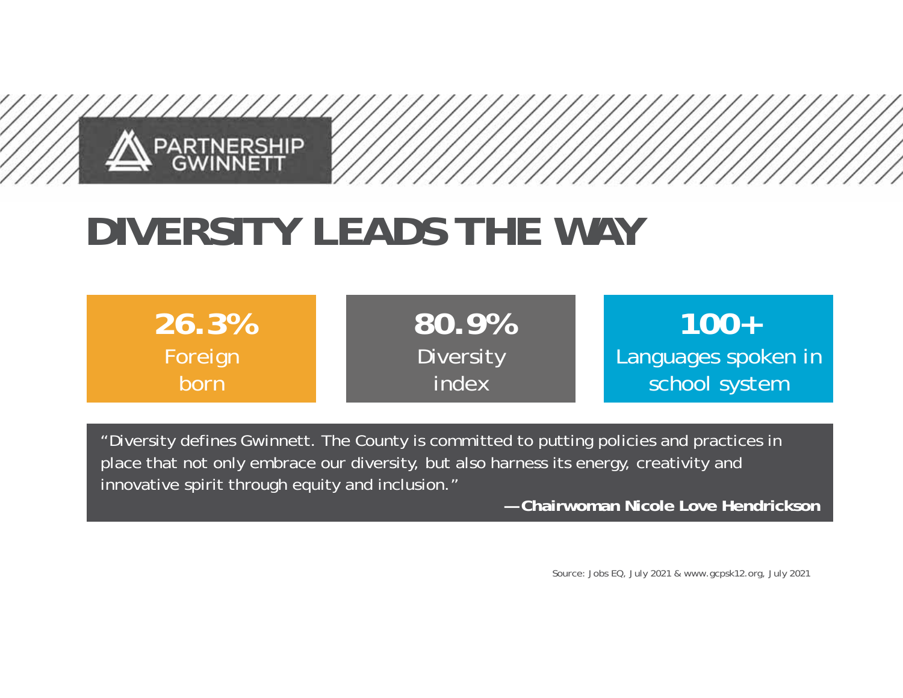PARTNERSHIP GWINNETT

# DIVERSITY LEADS THE WAY

**26.3%**
Foreign born

**80.9%**
Diversity index

**100+**
Languages spoken in school system

"Diversity defines Gwinnett. The County is committed to putting policies and practices in place that not only embrace our diversity, but also harness its energy, creativity and innovative spirit through equity and inclusion."

**—Chairwoman Nicole Love Hendrickson**

Source: Jobs EQ, July 2021 & www.gcpsk12.org, July 2021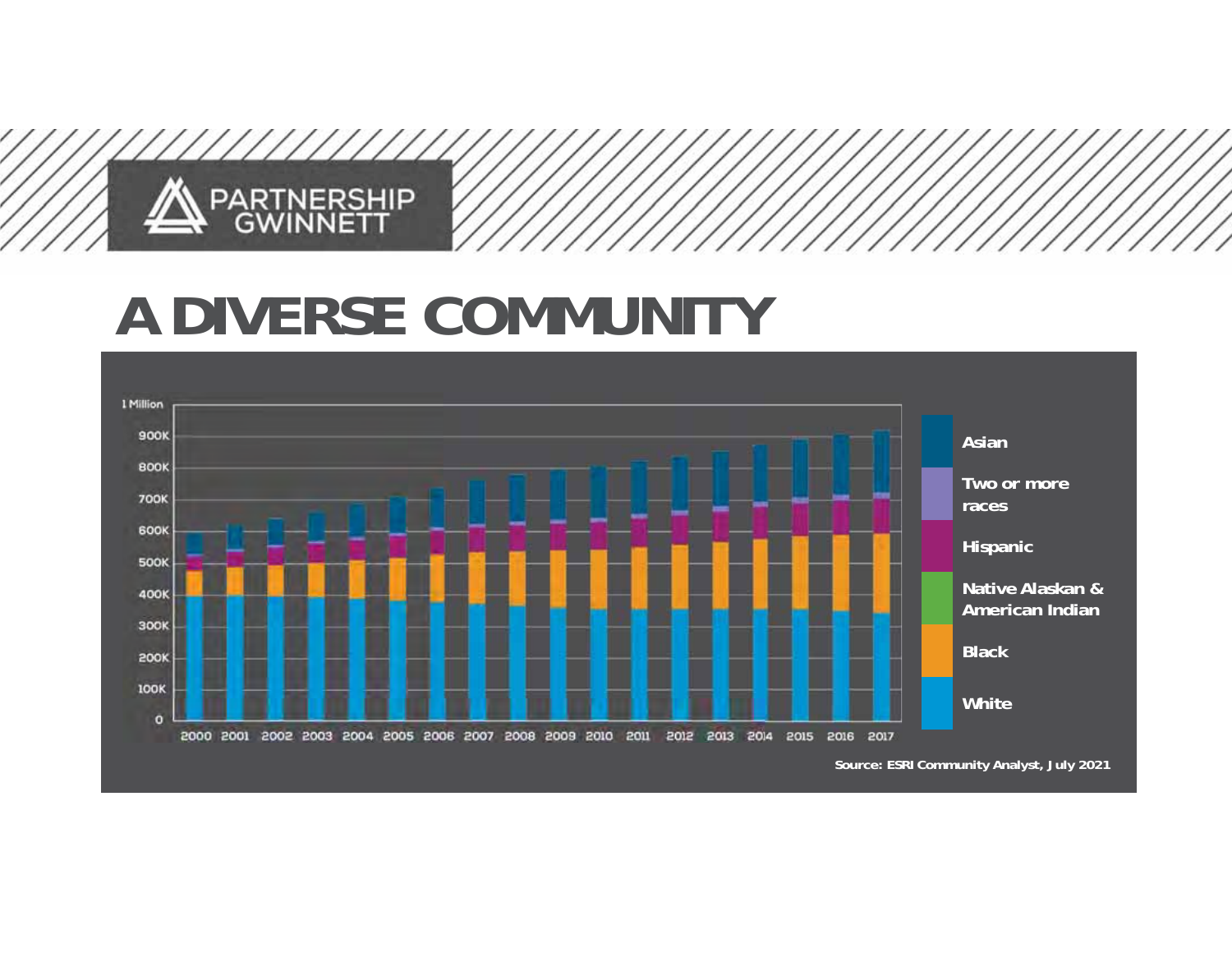# A DIVERSE COMMUNITY

1 Million
900K
800K
700K
600K
500K
400K
300K
200K
100K
0

2000 2001 2002 2003 2004 2005 2006 2007 2008 2009 2010 2011 2012 2013 2014 2015 2016 2017

- Asian
- Two or more races
- Hispanic
- Native Alaskan & American Indian
- Black
- White

Source: ESRI Community Analyst, July 2021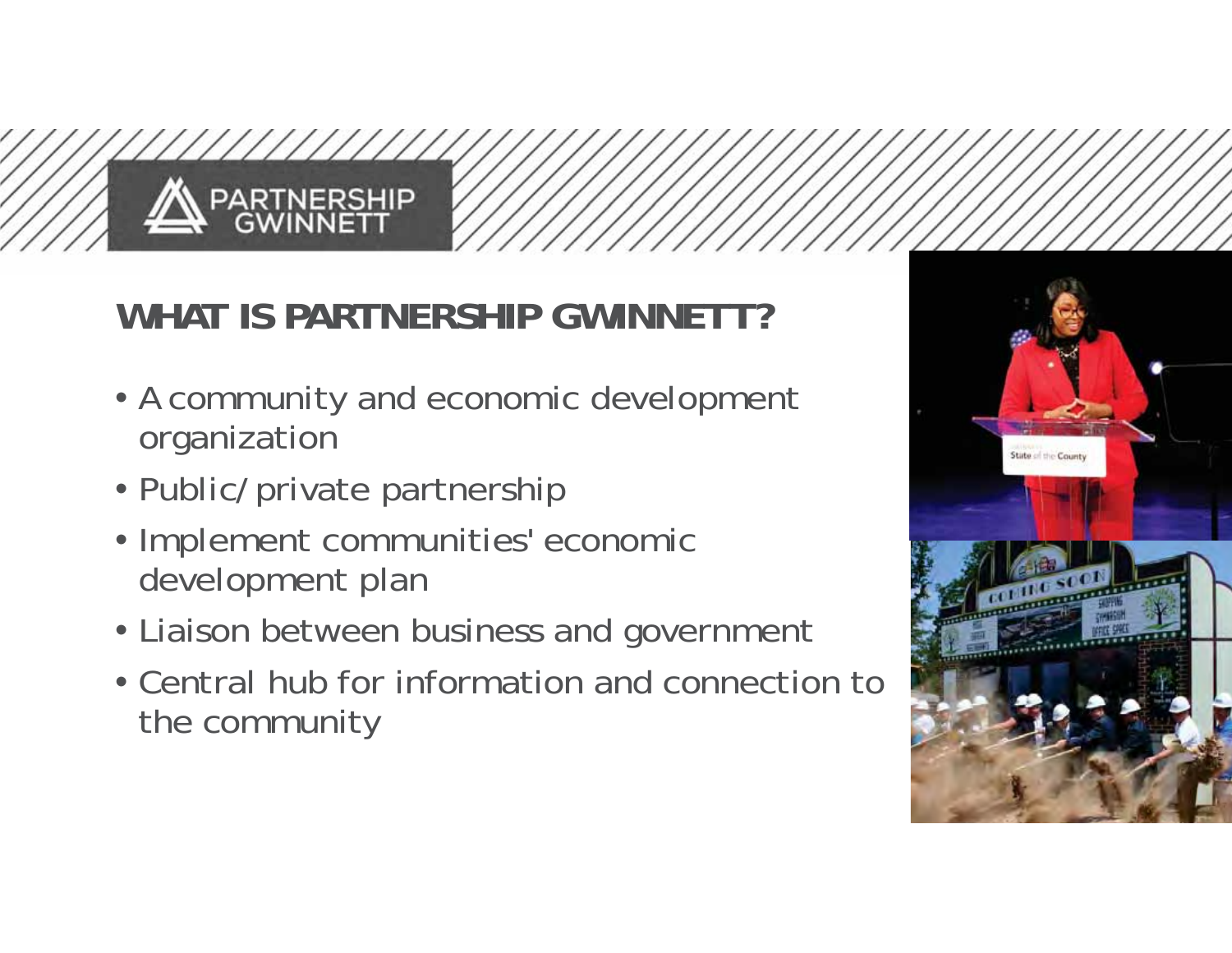PARTNERSHIP GWINNETT

## WHAT IS PARTNERSHIP GWINNETT?

- A community and economic development organization
- Public/private partnership
- Implement communities' economic development plan
- Liaison between business and government
- Central hub for information and connection to the community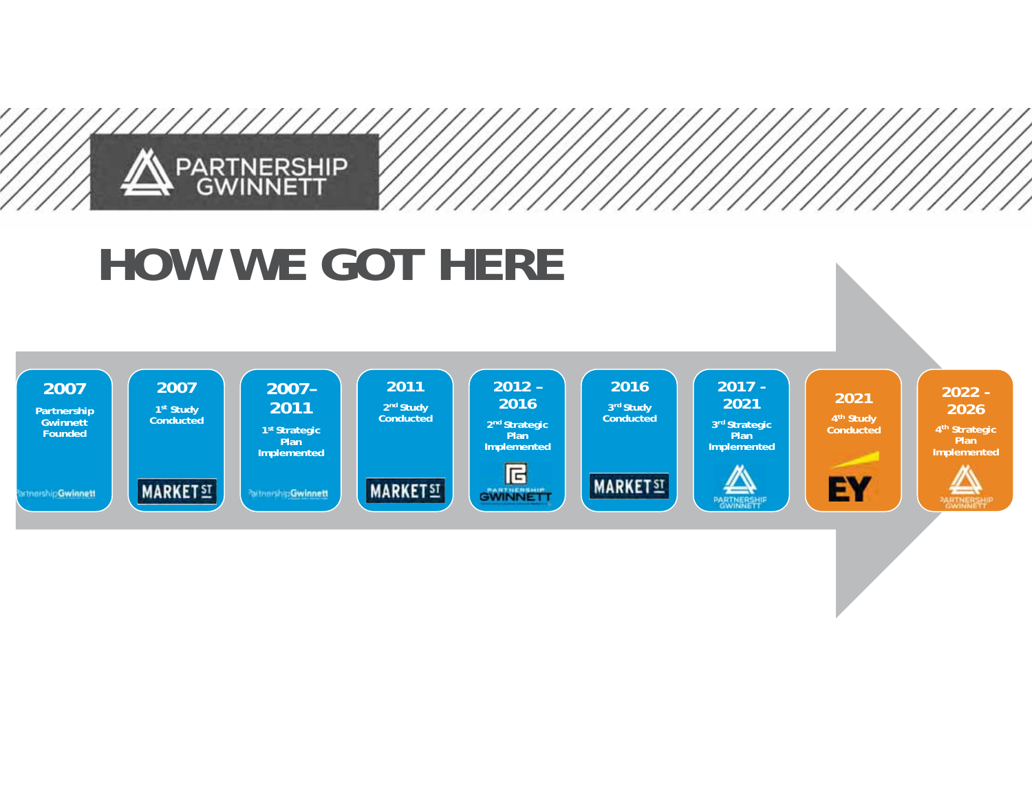# HOW WE GOT HERE

- **2007** — Partnership Gwinnett Founded
- **2007** — 1st Study Conducted (MARKET ST)
- **2007–2011** — 1st Strategic Plan Implemented
- **2011** — 2nd Study Conducted (MARKET ST)
- **2012 – 2016** — 2nd Strategic Plan Implemented
- **2016** — 3rd Study Conducted (MARKET ST)
- **2017 - 2021** — 3rd Strategic Plan Implemented
- **2021** — 4th Study Conducted (EY)
- **2022 - 2026** — 4th Strategic Plan Implemented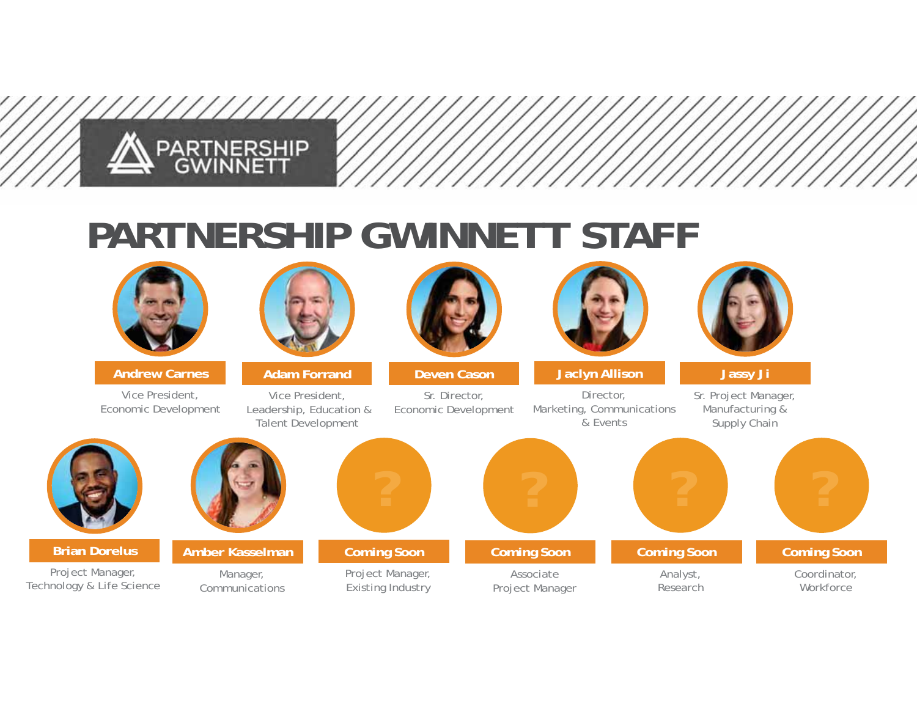PARTNERSHIP GWINNETT

# PARTNERSHIP GWINNETT STAFF

**Andrew Carnes**
Vice President,
Economic Development

**Adam Forrand**
Vice President,
Leadership, Education &
Talent Development

**Deven Cason**
Sr. Director,
Economic Development

**Jaclyn Allison**
Director,
Marketing, Communications
& Events

**Jassy Ji**
Sr. Project Manager,
Manufacturing &
Supply Chain

**Brian Dorelus**
Project Manager,
Technology & Life Science

**Amber Kasselman**
Manager,
Communications

**Coming Soon**
Project Manager,
Existing Industry

**Coming Soon**
Associate
Project Manager

**Coming Soon**
Analyst,
Research

**Coming Soon**
Coordinator,
Workforce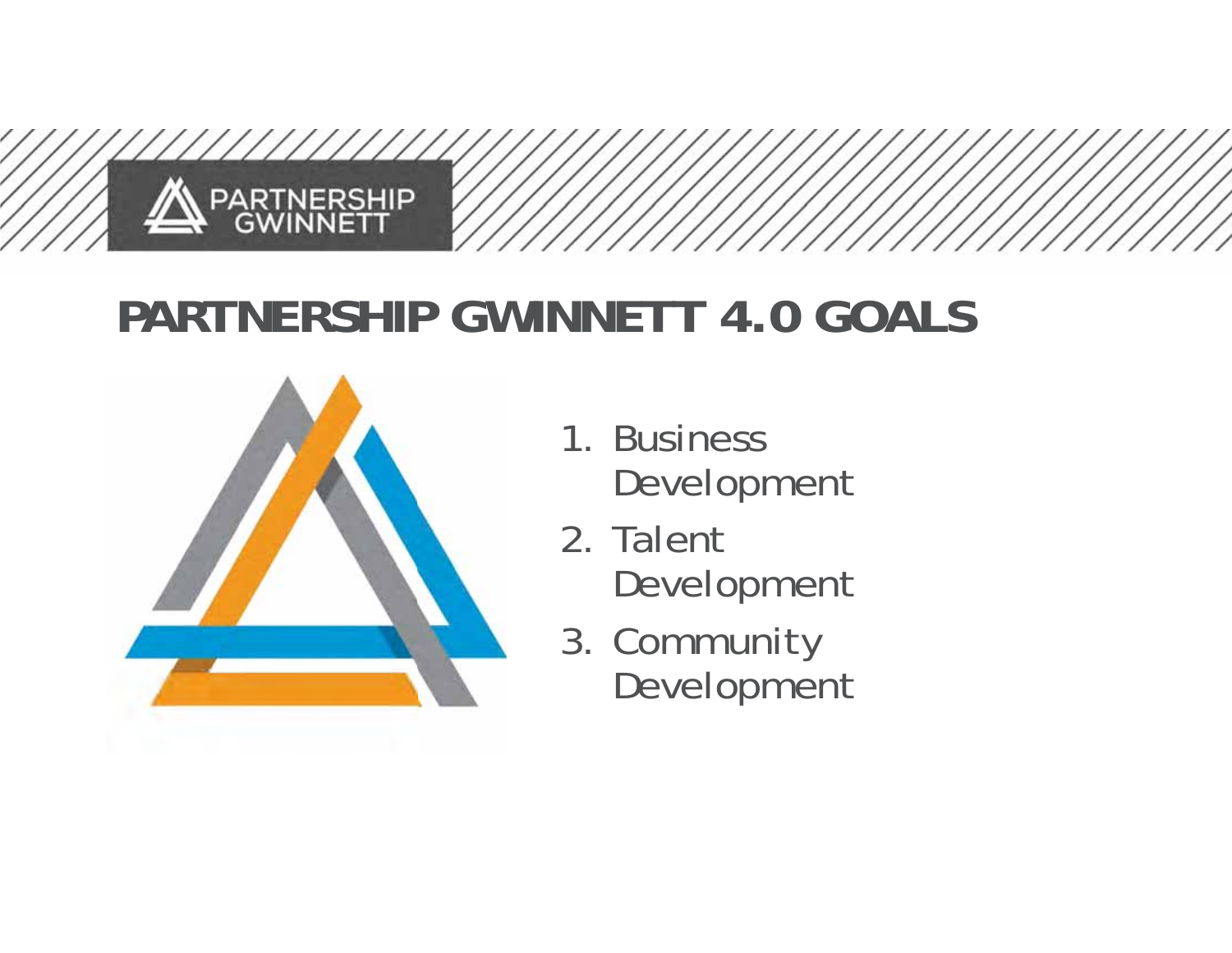# PARTNERSHIP GWINNETT 4.0 GOALS

1. Business Development
2. Talent Development
3. Community Development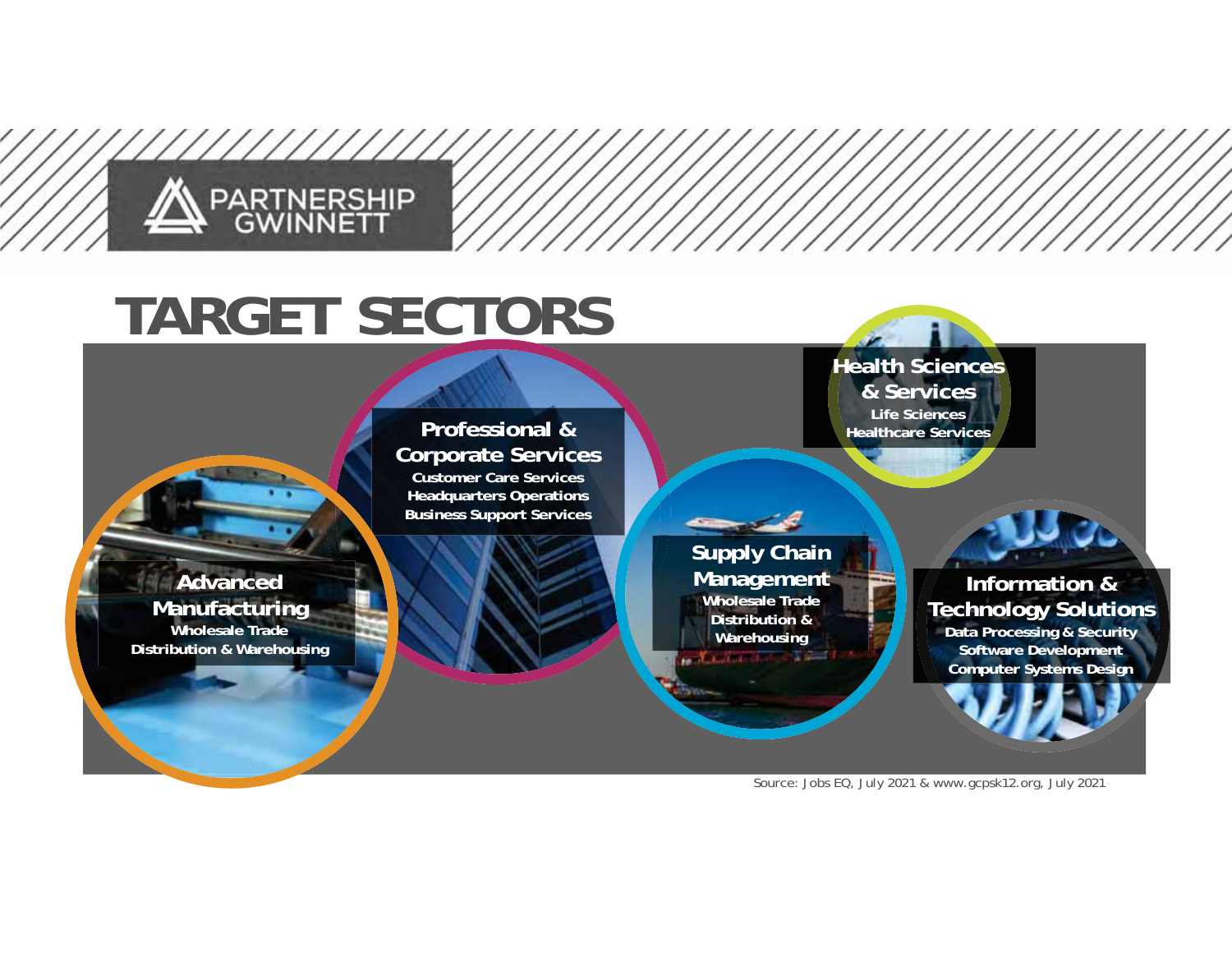PARTNERSHIP GWINNETT

# TARGET SECTORS

### Advanced Manufacturing
Wholesale Trade
Distribution & Warehousing

### Professional & Corporate Services
Customer Care Services
Headquarters Operations
Business Support Services

### Supply Chain Management
Wholesale Trade
Distribution & Warehousing

### Health Sciences & Services
Life Sciences
Healthcare Services

### Information & Technology Solutions
Data Processing & Security
Software Development
Computer Systems Design

Source: Jobs EQ, July 2021 & www.gcpsk12.org, July 2021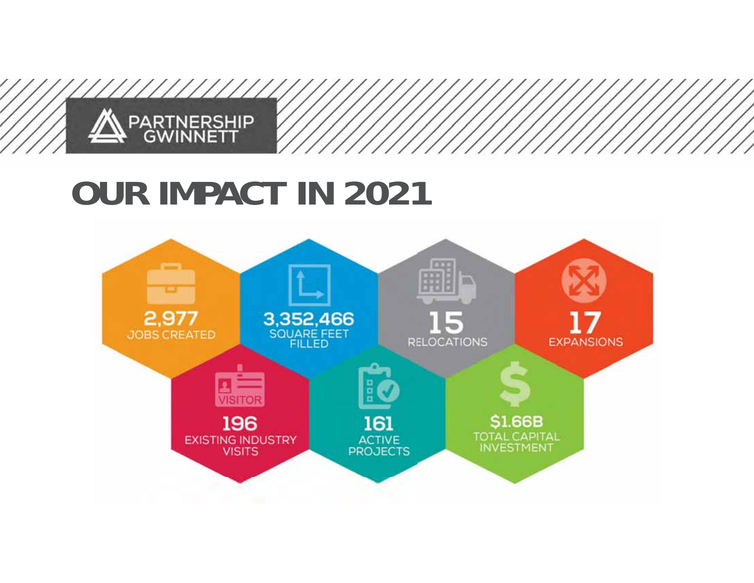PARTNERSHIP GWINNETT

# OUR IMPACT IN 2021

- **2,977** JOBS CREATED
- **3,352,466** SQUARE FEET FILLED
- **15** RELOCATIONS
- **17** EXPANSIONS
- **196** EXISTING INDUSTRY VISITS
- **161** ACTIVE PROJECTS
- **$1.66B** TOTAL CAPITAL INVESTMENT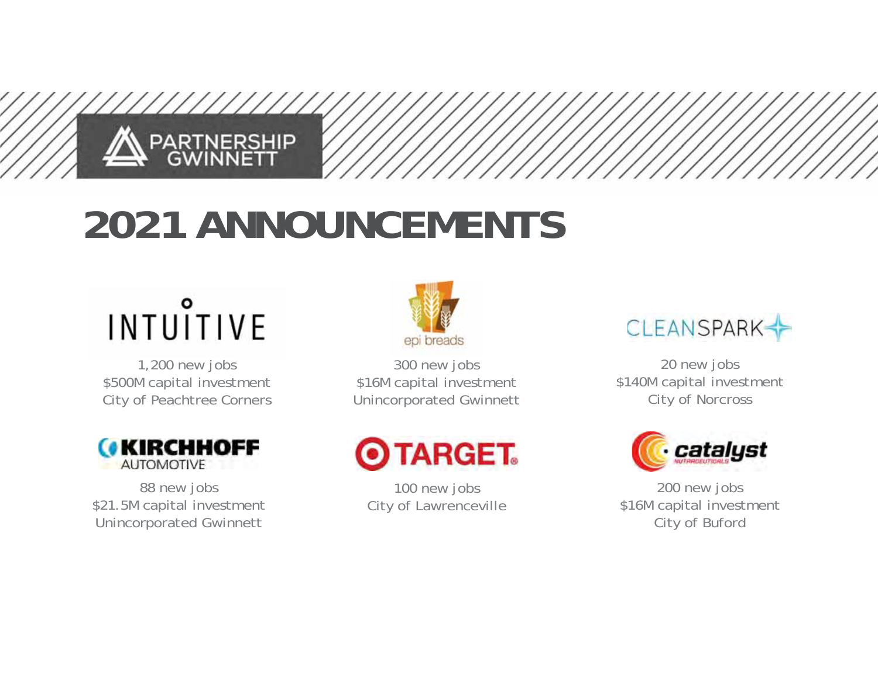PARTNERSHIP GWINNETT

# 2021 ANNOUNCEMENTS

**INTUITIVE**

1,200 new jobs
$500M capital investment
City of Peachtree Corners

**epi breads**

300 new jobs
$16M capital investment
Unincorporated Gwinnett

**CLEANSPARK**

20 new jobs
$140M capital investment
City of Norcross

**KIRCHHOFF AUTOMOTIVE**

88 new jobs
$21.5M capital investment
Unincorporated Gwinnett

**TARGET**

100 new jobs
City of Lawrenceville

**catalyst NUTRACEUTICALS**

200 new jobs
$16M capital investment
City of Buford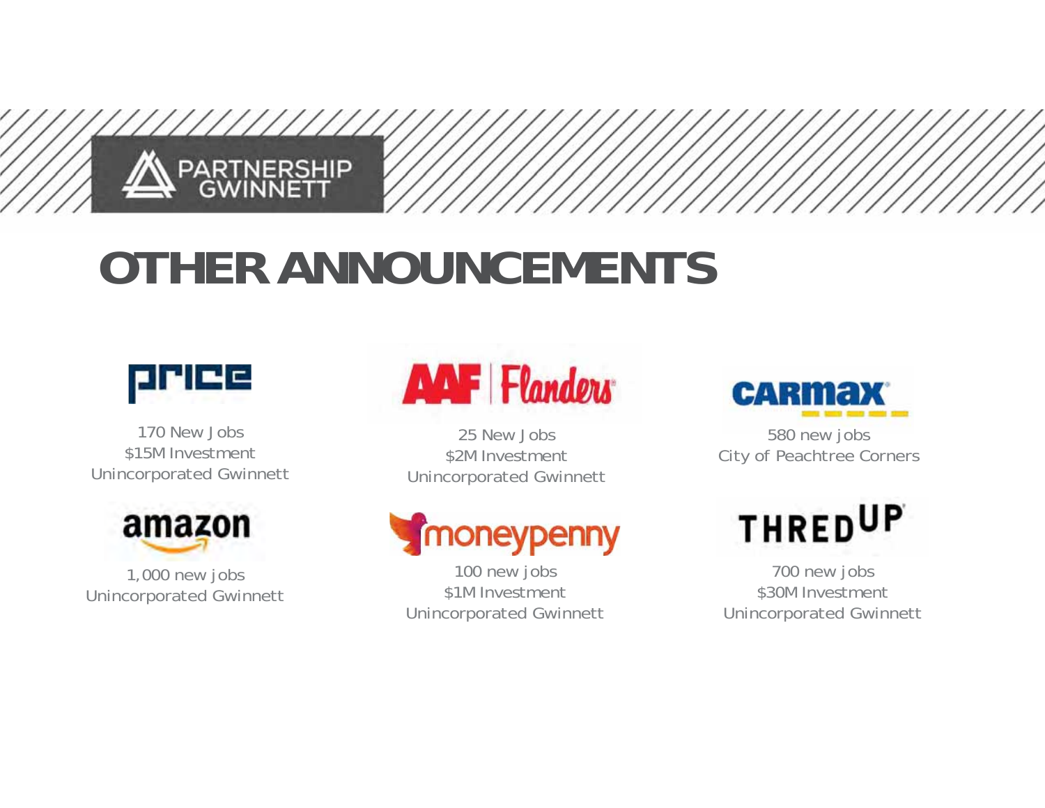PARTNERSHIP GWINNETT

# OTHER ANNOUNCEMENTS

**Price**

170 New Jobs
$15M Investment
Unincorporated Gwinnett

**AAF Flanders**

25 New Jobs
$2M Investment
Unincorporated Gwinnett

**CarMax**

580 new jobs
City of Peachtree Corners

**Amazon**

1,000 new jobs
Unincorporated Gwinnett

**moneypenny**

100 new jobs
$1M Investment
Unincorporated Gwinnett

**THREDUP**

700 new jobs
$30M Investment
Unincorporated Gwinnett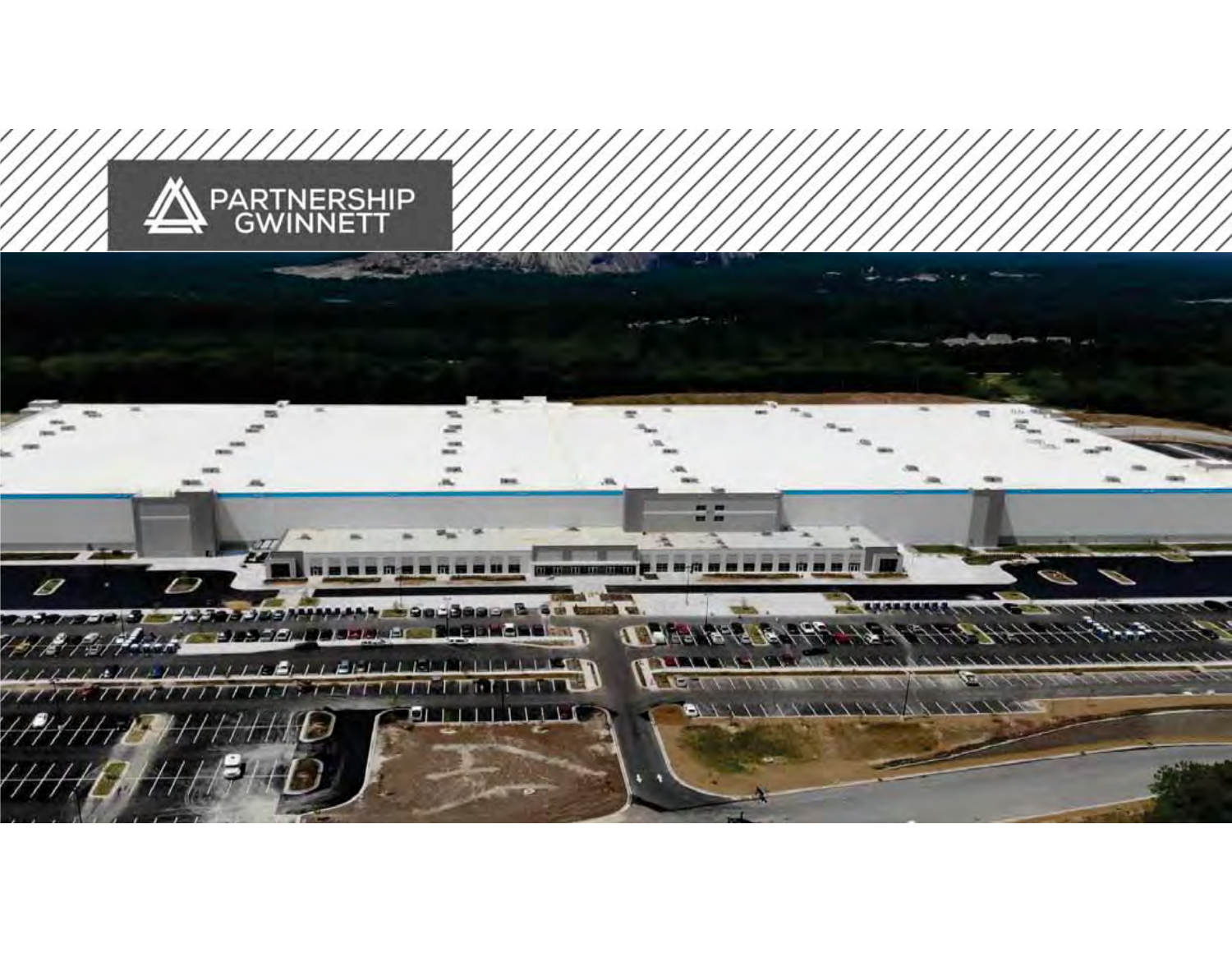PARTNERSHIP GWINNETT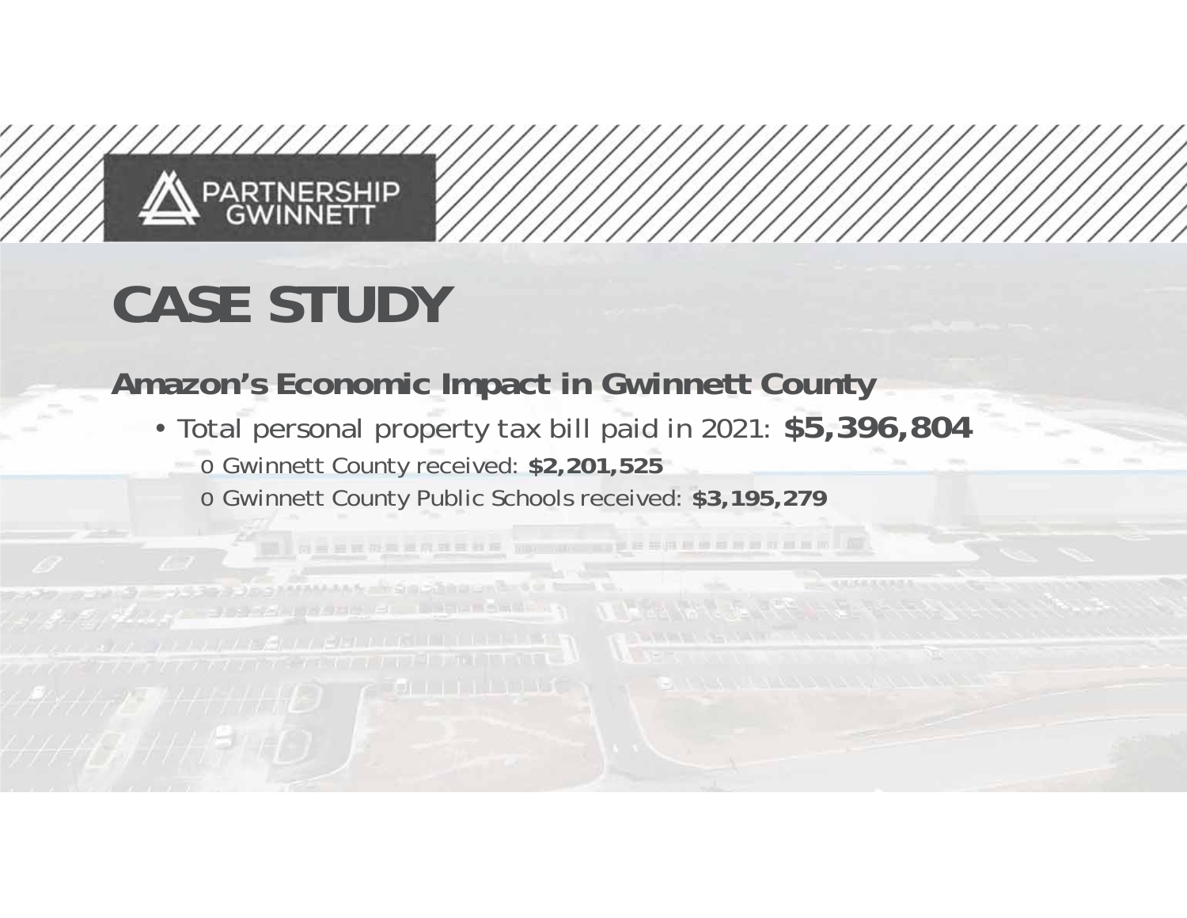PARTNERSHIP GWINNETT

# CASE STUDY

## Amazon's Economic Impact in Gwinnett County

- Total personal property tax bill paid in 2021: **$5,396,804**
  - Gwinnett County received: **$2,201,525**
  - Gwinnett County Public Schools received: **$3,195,279**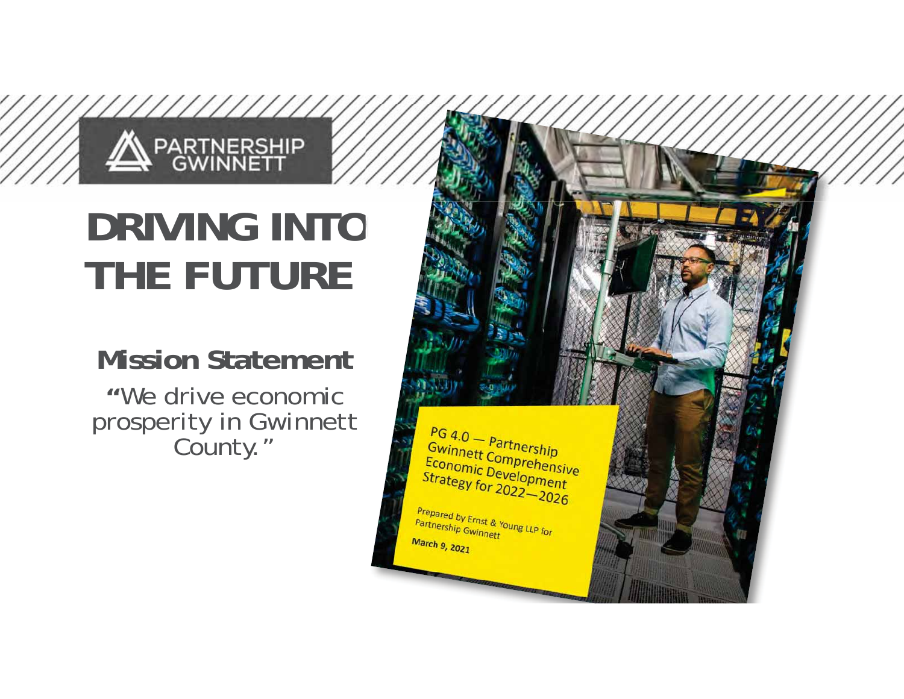PARTNERSHIP GWINNETT

# DRIVING INTO THE FUTURE

## Mission Statement

**"**We drive economic prosperity in Gwinnett County."

PG 4.0 — Partnership Gwinnett Comprehensive Economic Development Strategy for 2022—2026

Prepared by Ernst & Young LLP for Partnership Gwinnett

**March 9, 2021**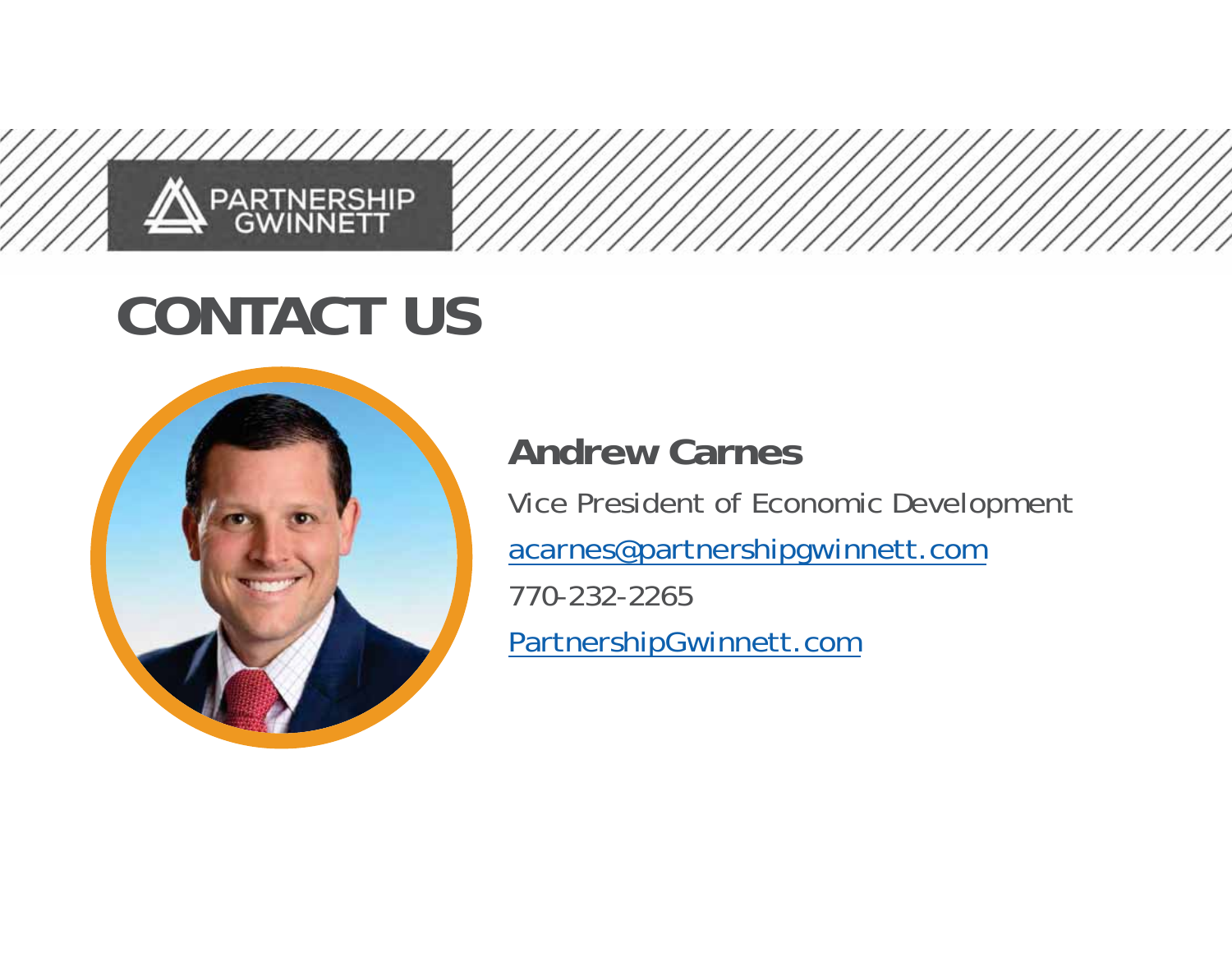PARTNERSHIP GWINNETT

# CONTACT US

**Andrew Carnes**

Vice President of Economic Development

acarnes@partnershipgwinnett.com

770-232-2265

PartnershipGwinnett.com